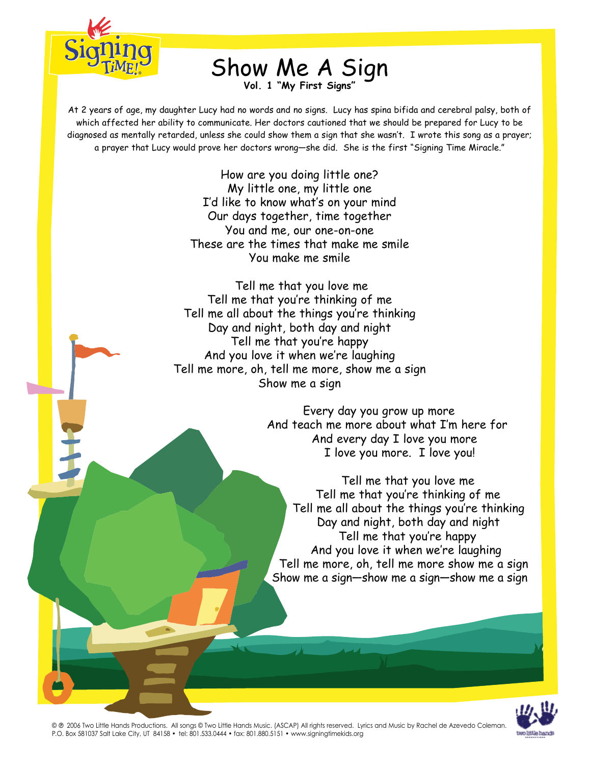# Show Me A Sign

**Vol. 1 "My First Signs"**

At 2 years of age, my daughter Lucy had no words and no signs. Lucy has spina bifida and cerebral palsy, both of which affected her ability to communicate. Her doctors cautioned that we should be prepared for Lucy to be diagnosed as mentally retarded, unless she could show them a sign that she wasn't. I wrote this song as a prayer; a prayer that Lucy would prove her doctors wrong—she did. She is the first "Signing Time Miracle."

How are you doing little one?
My little one, my little one
I'd like to know what's on your mind
Our days together, time together
You and me, our one-on-one
These are the times that make me smile
You make me smile

Tell me that you love me
Tell me that you're thinking of me
Tell me all about the things you're thinking
Day and night, both day and night
Tell me that you're happy
And you love it when we're laughing
Tell me more, oh, tell me more, show me a sign
Show me a sign

Every day you grow up more
And teach me more about what I'm here for
And every day I love you more
I love you more. I love you!

Tell me that you love me
Tell me that you're thinking of me
Tell me all about the things you're thinking
Day and night, both day and night
Tell me that you're happy
And you love it when we're laughing
Tell me more, oh, tell me more show me a sign
Show me a sign—show me a sign—show me a sign

© ℗ 2006 Two Little Hands Productions. All songs © Two Little Hands Music. (ASCAP) All rights reserved. Lyrics and Music by Rachel de Azevedo Coleman.
P.O. Box 581037 Salt Lake City, UT 84158 • tel: 801.533.0444 • fax: 801.880.5151 • www.signingtimekids.org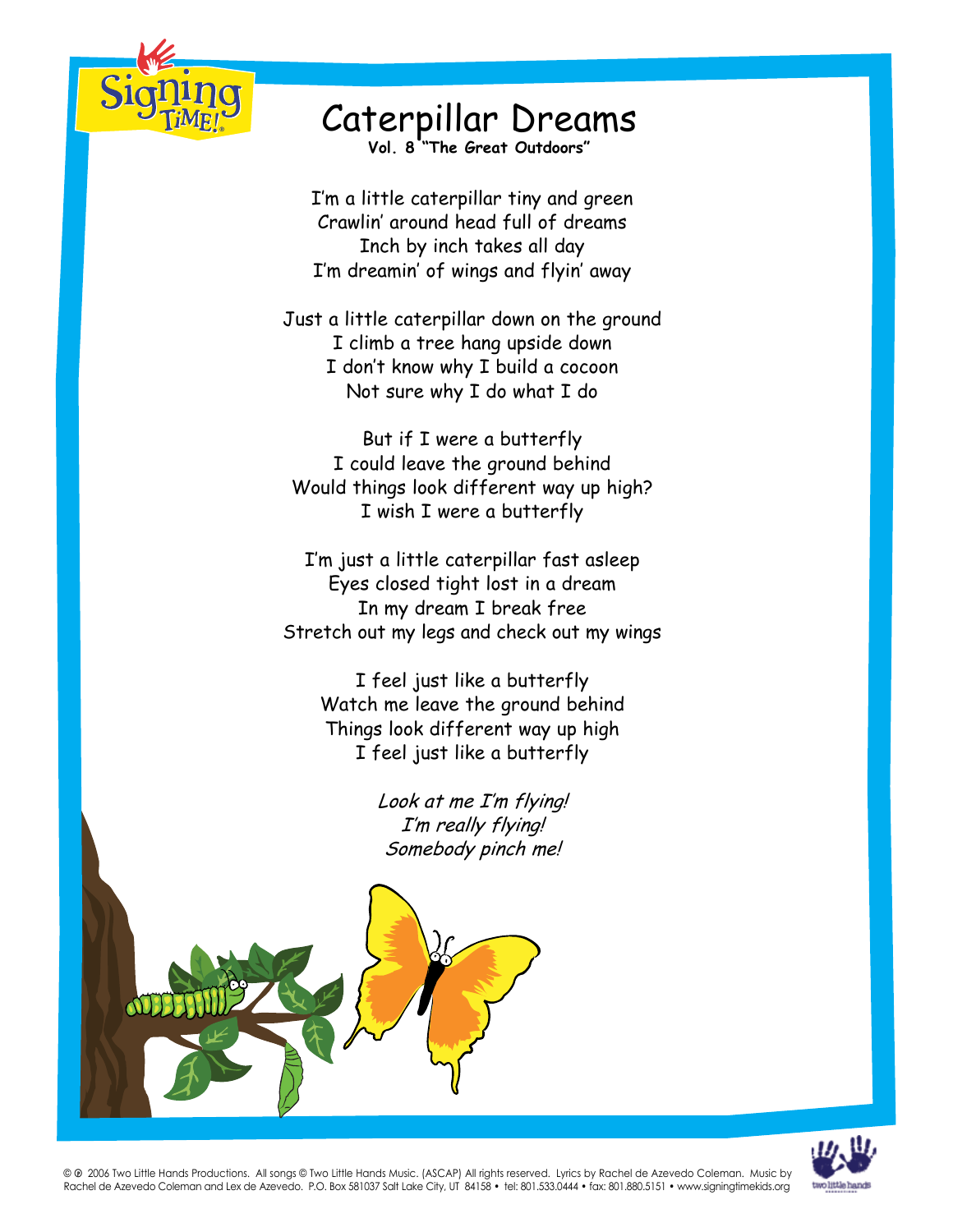# Caterpillar Dreams

**Vol. 8 "The Great Outdoors"**

I'm a little caterpillar tiny and green
Crawlin' around head full of dreams
Inch by inch takes all day
I'm dreamin' of wings and flyin' away

Just a little caterpillar down on the ground
I climb a tree hang upside down
I don't know why I build a cocoon
Not sure why I do what I do

But if I were a butterfly
I could leave the ground behind
Would things look different way up high?
I wish I were a butterfly

I'm just a little caterpillar fast asleep
Eyes closed tight lost in a dream
In my dream I break free
Stretch out my legs and check out my wings

I feel just like a butterfly
Watch me leave the ground behind
Things look different way up high
I feel just like a butterfly

*Look at me I'm flying!*
*I'm really flying!*
*Somebody pinch me!*

© ℗ 2006 Two Little Hands Productions. All songs © Two Little Hands Music. (ASCAP) All rights reserved. Lyrics by Rachel de Azevedo Coleman. Music by Rachel de Azevedo Coleman and Lex de Azevedo. P.O. Box 581037 Salt Lake City, UT 84158 • tel: 801.533.0444 • fax: 801.880.5151 • www.signingtimekids.org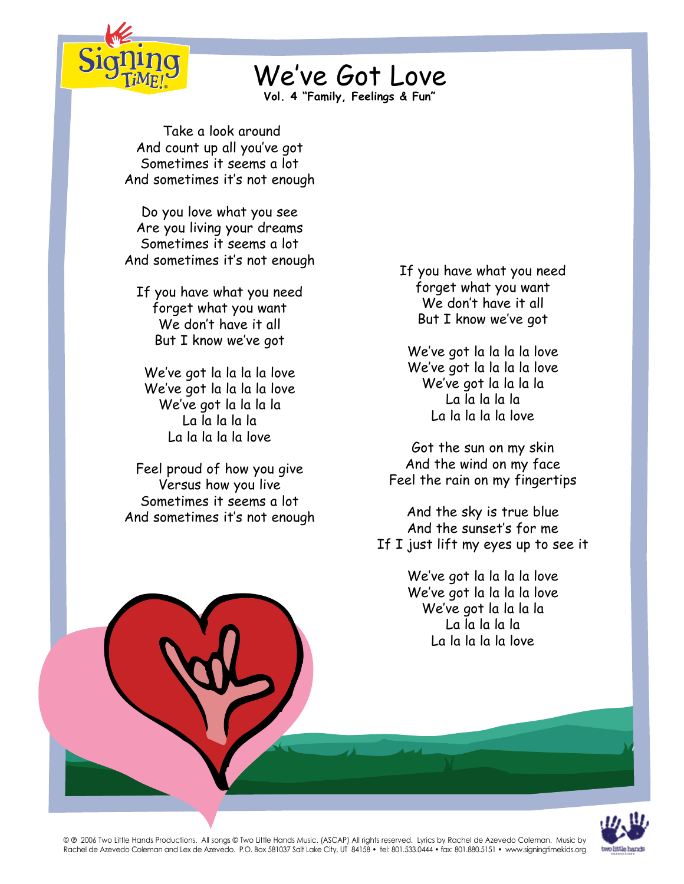# We've Got Love

**Vol. 4 "Family, Feelings & Fun"**

Take a look around
And count up all you've got
Sometimes it seems a lot
And sometimes it's not enough

Do you love what you see
Are you living your dreams
Sometimes it seems a lot
And sometimes it's not enough

If you have what you need
forget what you want
We don't have it all
But I know we've got

We've got la la la la love
We've got la la la la love
We've got la la la la
La la la la la
La la la la la love

Feel proud of how you give
Versus how you live
Sometimes it seems a lot
And sometimes it's not enough

If you have what you need
forget what you want
We don't have it all
But I know we've got

We've got la la la la love
We've got la la la la love
We've got la la la la
La la la la la
La la la la la love

Got the sun on my skin
And the wind on my face
Feel the rain on my fingertips

And the sky is true blue
And the sunset's for me
If I just lift my eyes up to see it

We've got la la la la love
We've got la la la la love
We've got la la la la
La la la la la
La la la la la love

© ℗ 2006 Two Little Hands Productions. All songs © Two Little Hands Music. (ASCAP) All rights reserved. Lyrics by Rachel de Azevedo Coleman. Music by Rachel de Azevedo Coleman and Lex de Azevedo. P.O. Box 581037 Salt Lake City, UT 84158 • tel: 801.533.0444 • fax: 801.880.5151 • www.signingtimekids.org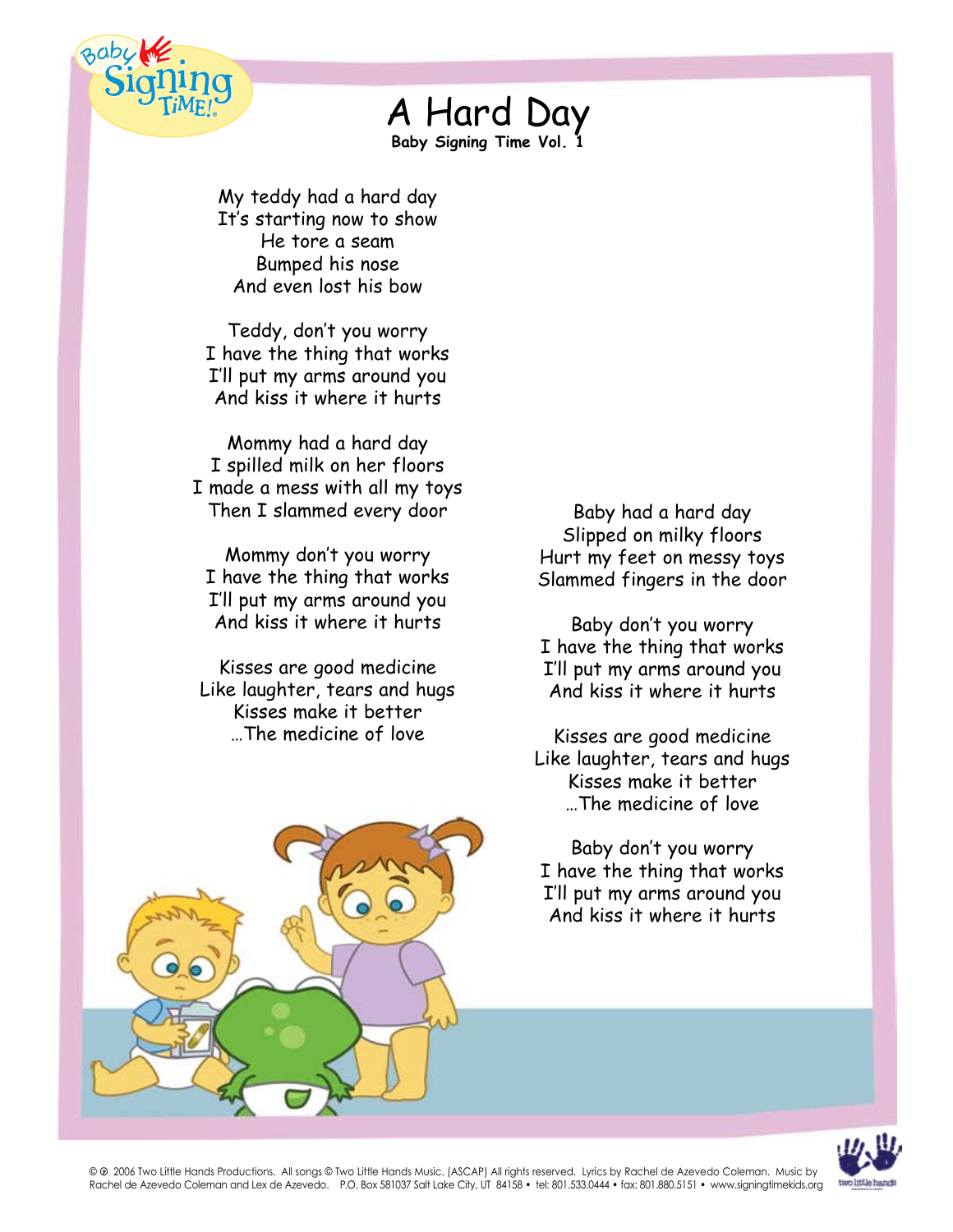# A Hard Day

**Baby Signing Time Vol. 1**

My teddy had a hard day
It's starting now to show
He tore a seam
Bumped his nose
And even lost his bow

Teddy, don't you worry
I have the thing that works
I'll put my arms around you
And kiss it where it hurts

Mommy had a hard day
I spilled milk on her floors
I made a mess with all my toys
Then I slammed every door

Mommy don't you worry
I have the thing that works
I'll put my arms around you
And kiss it where it hurts

Kisses are good medicine
Like laughter, tears and hugs
Kisses make it better
…The medicine of love

Baby had a hard day
Slipped on milky floors
Hurt my feet on messy toys
Slammed fingers in the door

Baby don't you worry
I have the thing that works
I'll put my arms around you
And kiss it where it hurts

Kisses are good medicine
Like laughter, tears and hugs
Kisses make it better
…The medicine of love

Baby don't you worry
I have the thing that works
I'll put my arms around you
And kiss it where it hurts

© ℗ 2006 Two Little Hands Productions. All songs © Two Little Hands Music. (ASCAP) All rights reserved. Lyrics by Rachel de Azevedo Coleman. Music by Rachel de Azevedo Coleman and Lex de Azevedo. P.O. Box 581037 Salt Lake City, UT 84158 • tel: 801.533.0444 • fax: 801.880.5151 • www.signingtimekids.org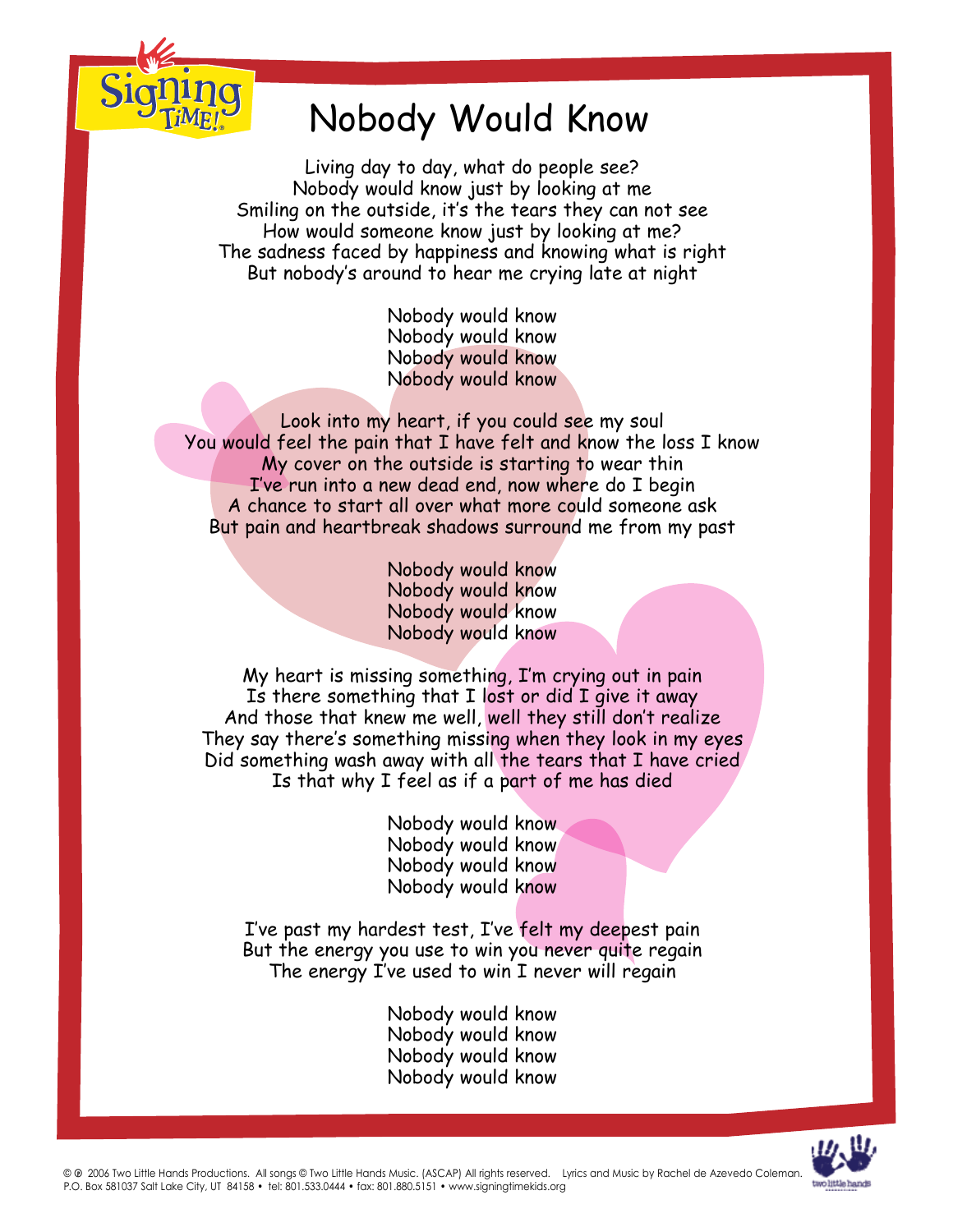# Nobody Would Know

Living day to day, what do people see?
Nobody would know just by looking at me
Smiling on the outside, it's the tears they can not see
How would someone know just by looking at me?
The sadness faced by happiness and knowing what is right
But nobody's around to hear me crying late at night

Nobody would know
Nobody would know
Nobody would know
Nobody would know

Look into my heart, if you could see my soul
You would feel the pain that I have felt and know the loss I know
My cover on the outside is starting to wear thin
I've run into a new dead end, now where do I begin
A chance to start all over what more could someone ask
But pain and heartbreak shadows surround me from my past

Nobody would know
Nobody would know
Nobody would know
Nobody would know

My heart is missing something, I'm crying out in pain
Is there something that I lost or did I give it away
And those that knew me well, well they still don't realize
They say there's something missing when they look in my eyes
Did something wash away with all the tears that I have cried
Is that why I feel as if a part of me has died

Nobody would know
Nobody would know
Nobody would know
Nobody would know

I've past my hardest test, I've felt my deepest pain
But the energy you use to win you never quite regain
The energy I've used to win I never will regain

Nobody would know
Nobody would know
Nobody would know
Nobody would know

© ℗ 2006 Two Little Hands Productions. All songs © Two Little Hands Music. (ASCAP) All rights reserved. Lyrics and Music by Rachel de Azevedo Coleman.
P.O. Box 581037 Salt Lake City, UT 84158 • tel: 801.533.0444 • fax: 801.880.5151 • www.signingtimekids.org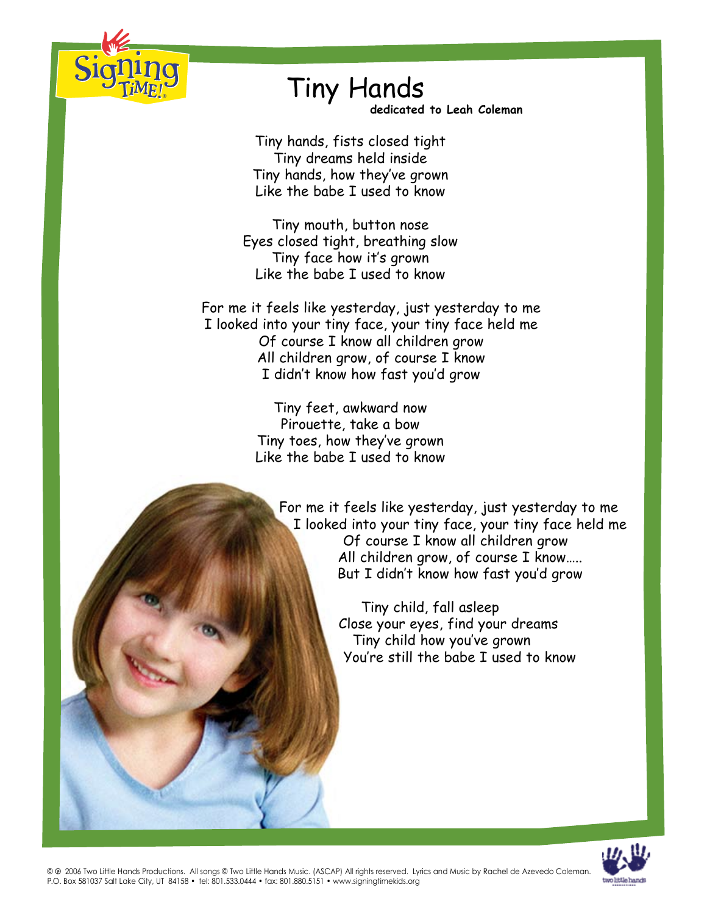# Tiny Hands

**dedicated to Leah Coleman**

Tiny hands, fists closed tight
Tiny dreams held inside
Tiny hands, how they've grown
Like the babe I used to know

Tiny mouth, button nose
Eyes closed tight, breathing slow
Tiny face how it's grown
Like the babe I used to know

For me it feels like yesterday, just yesterday to me
I looked into your tiny face, your tiny face held me
Of course I know all children grow
All children grow, of course I know
I didn't know how fast you'd grow

Tiny feet, awkward now
Pirouette, take a bow
Tiny toes, how they've grown
Like the babe I used to know

For me it feels like yesterday, just yesterday to me
I looked into your tiny face, your tiny face held me
Of course I know all children grow
All children grow, of course I know…..
But I didn't know how fast you'd grow

Tiny child, fall asleep
Close your eyes, find your dreams
Tiny child how you've grown
You're still the babe I used to know

© ℗ 2006 Two Little Hands Productions. All songs © Two Little Hands Music. (ASCAP) All rights reserved. Lyrics and Music by Rachel de Azevedo Coleman.
P.O. Box 581037 Salt Lake City, UT 84158 • tel: 801.533.0444 • fax: 801.880.5151 • www.signingtimekids.org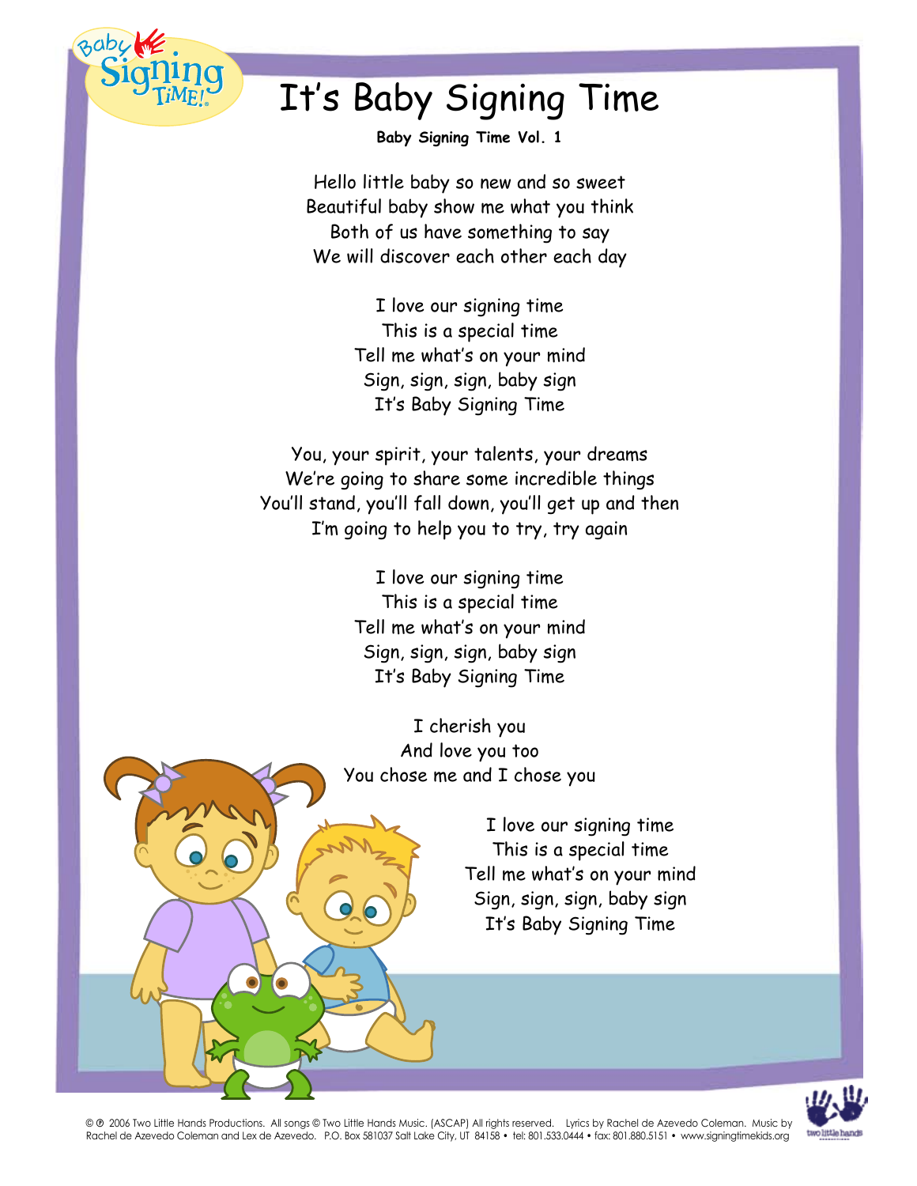# It's Baby Signing Time

**Baby Signing Time Vol. 1**

Hello little baby so new and so sweet
Beautiful baby show me what you think
Both of us have something to say
We will discover each other each day

I love our signing time
This is a special time
Tell me what's on your mind
Sign, sign, sign, baby sign
It's Baby Signing Time

You, your spirit, your talents, your dreams
We're going to share some incredible things
You'll stand, you'll fall down, you'll get up and then
I'm going to help you to try, try again

I love our signing time
This is a special time
Tell me what's on your mind
Sign, sign, sign, baby sign
It's Baby Signing Time

I cherish you
And love you too
You chose me and I chose you

I love our signing time
This is a special time
Tell me what's on your mind
Sign, sign, sign, baby sign
It's Baby Signing Time

© ℗ 2006 Two Little Hands Productions. All songs © Two Little Hands Music. (ASCAP) All rights reserved. Lyrics by Rachel de Azevedo Coleman. Music by Rachel de Azevedo Coleman and Lex de Azevedo. P.O. Box 581037 Salt Lake City, UT 84158 • tel: 801.533.0444 • fax: 801.880.5151 • www.signingtimekids.org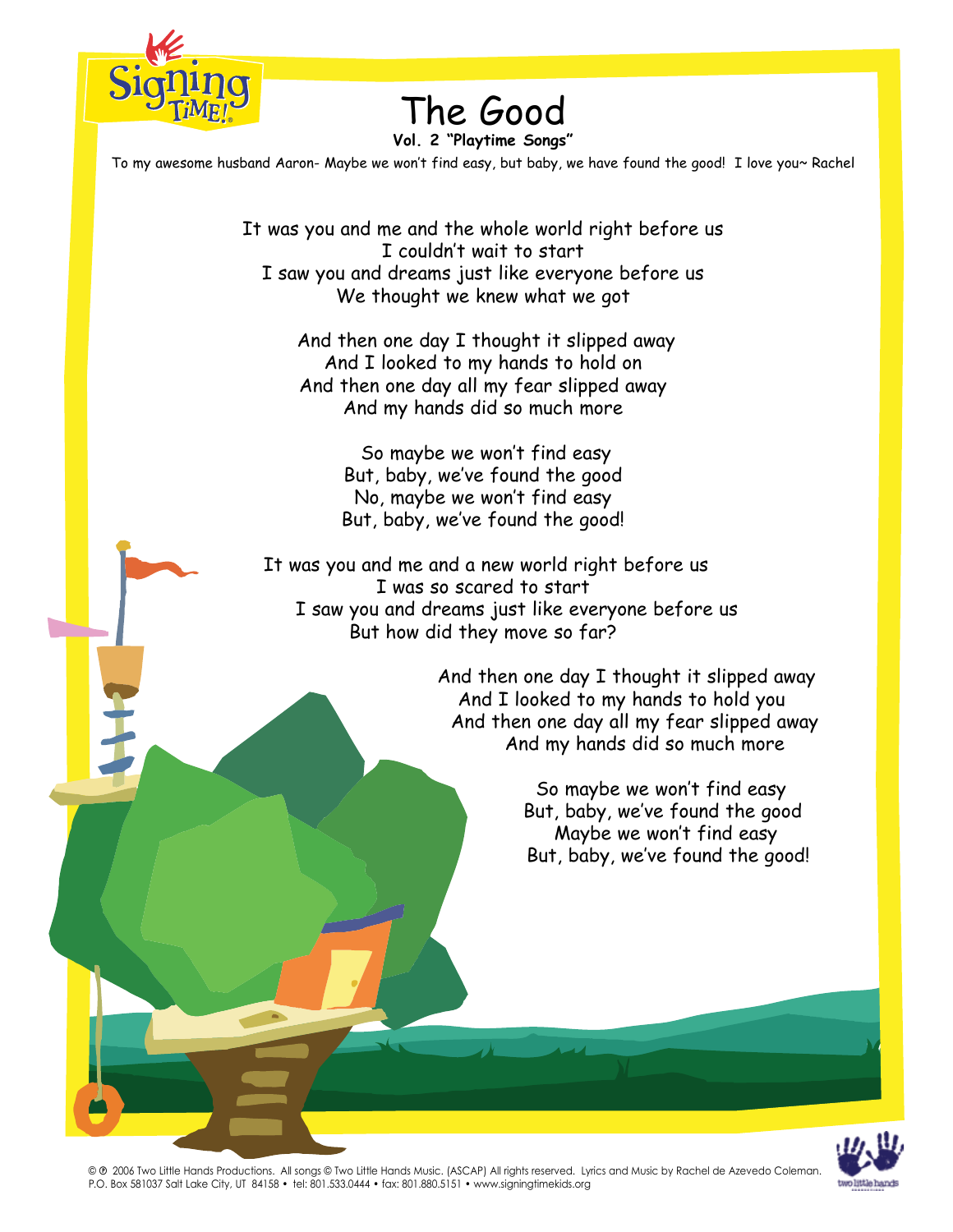# The Good

**Vol. 2 "Playtime Songs"**

To my awesome husband Aaron- Maybe we won't find easy, but baby, we have found the good! I love you~ Rachel

It was you and me and the whole world right before us
I couldn't wait to start
I saw you and dreams just like everyone before us
We thought we knew what we got

And then one day I thought it slipped away
And I looked to my hands to hold on
And then one day all my fear slipped away
And my hands did so much more

So maybe we won't find easy
But, baby, we've found the good
No, maybe we won't find easy
But, baby, we've found the good!

It was you and me and a new world right before us
I was so scared to start
I saw you and dreams just like everyone before us
But how did they move so far?

And then one day I thought it slipped away
And I looked to my hands to hold you
And then one day all my fear slipped away
And my hands did so much more

So maybe we won't find easy
But, baby, we've found the good
Maybe we won't find easy
But, baby, we've found the good!

© ℗ 2006 Two Little Hands Productions. All songs © Two Little Hands Music. (ASCAP) All rights reserved. Lyrics and Music by Rachel de Azevedo Coleman.
P.O. Box 581037 Salt Lake City, UT 84158 • tel: 801.533.0444 • fax: 801.880.5151 • www.signingtimekids.org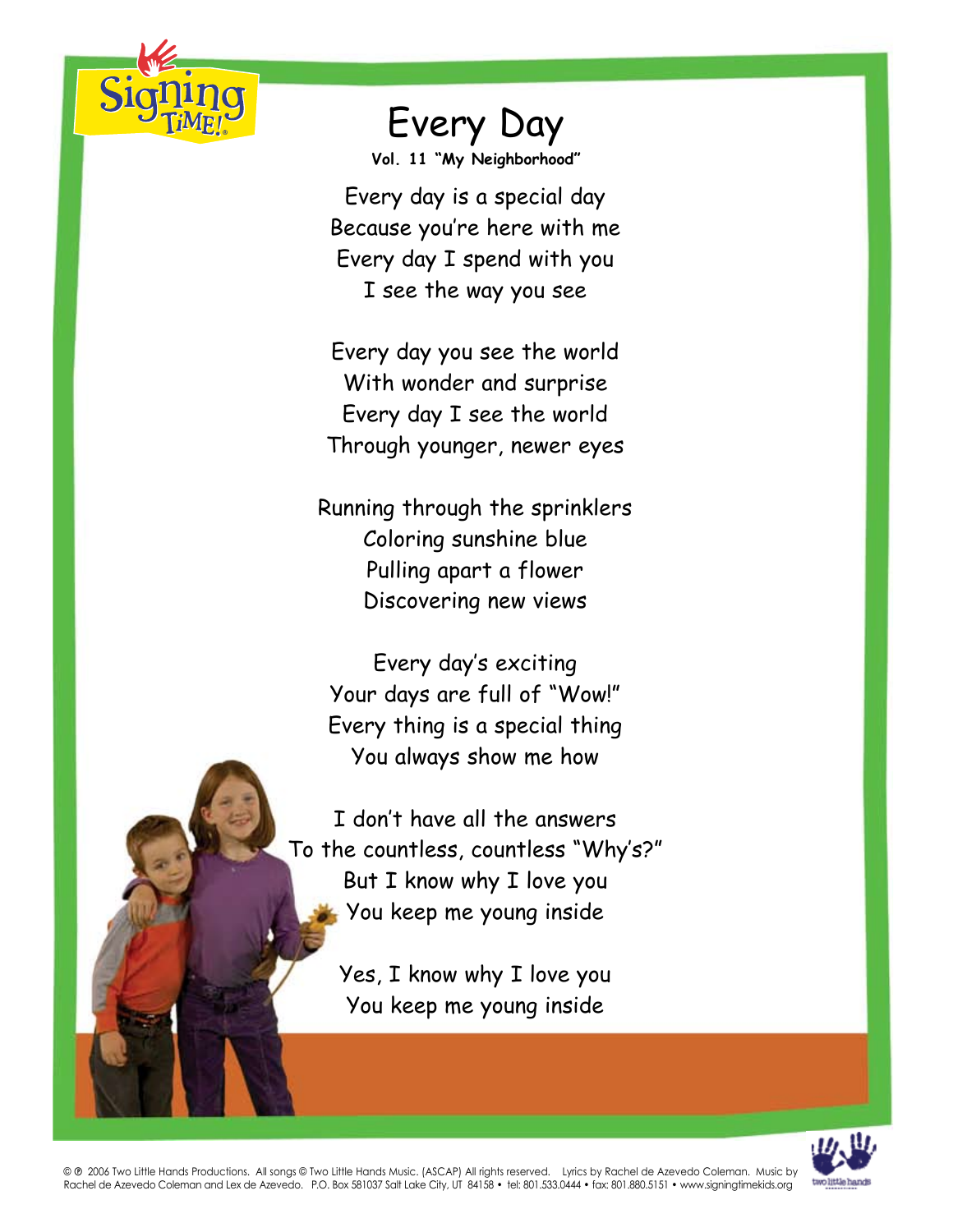# Every Day

**Vol. 11 "My Neighborhood"**

Every day is a special day
Because you're here with me
Every day I spend with you
I see the way you see

Every day you see the world
With wonder and surprise
Every day I see the world
Through younger, newer eyes

Running through the sprinklers
Coloring sunshine blue
Pulling apart a flower
Discovering new views

Every day's exciting
Your days are full of "Wow!"
Every thing is a special thing
You always show me how

I don't have all the answers
To the countless, countless "Why's?"
But I know why I love you
You keep me young inside

Yes, I know why I love you
You keep me young inside

© ℗ 2006 Two Little Hands Productions. All songs © Two Little Hands Music. (ASCAP) All rights reserved. Lyrics by Rachel de Azevedo Coleman. Music by Rachel de Azevedo Coleman and Lex de Azevedo. P.O. Box 581037 Salt Lake City, UT 84158 • tel: 801.533.0444 • fax: 801.880.5151 • www.signingtimekids.org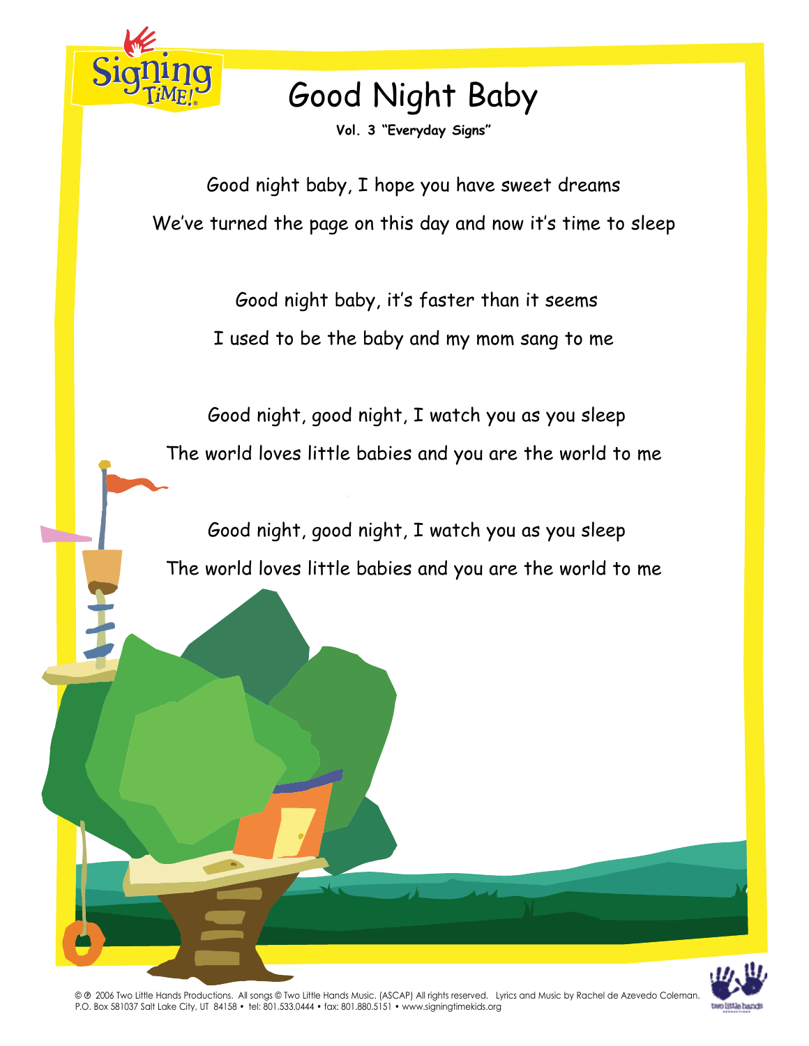# Good Night Baby

**Vol. 3 "Everyday Signs"**

Good night baby, I hope you have sweet dreams
We've turned the page on this day and now it's time to sleep

Good night baby, it's faster than it seems
I used to be the baby and my mom sang to me

Good night, good night, I watch you as you sleep
The world loves little babies and you are the world to me

Good night, good night, I watch you as you sleep
The world loves little babies and you are the world to me

© ℗ 2006 Two Little Hands Productions. All songs © Two Little Hands Music. (ASCAP) All rights reserved. Lyrics and Music by Rachel de Azevedo Coleman.
P.O. Box 581037 Salt Lake City, UT 84158 • tel: 801.533.0444 • fax: 801.880.5151 • www.signingtimekids.org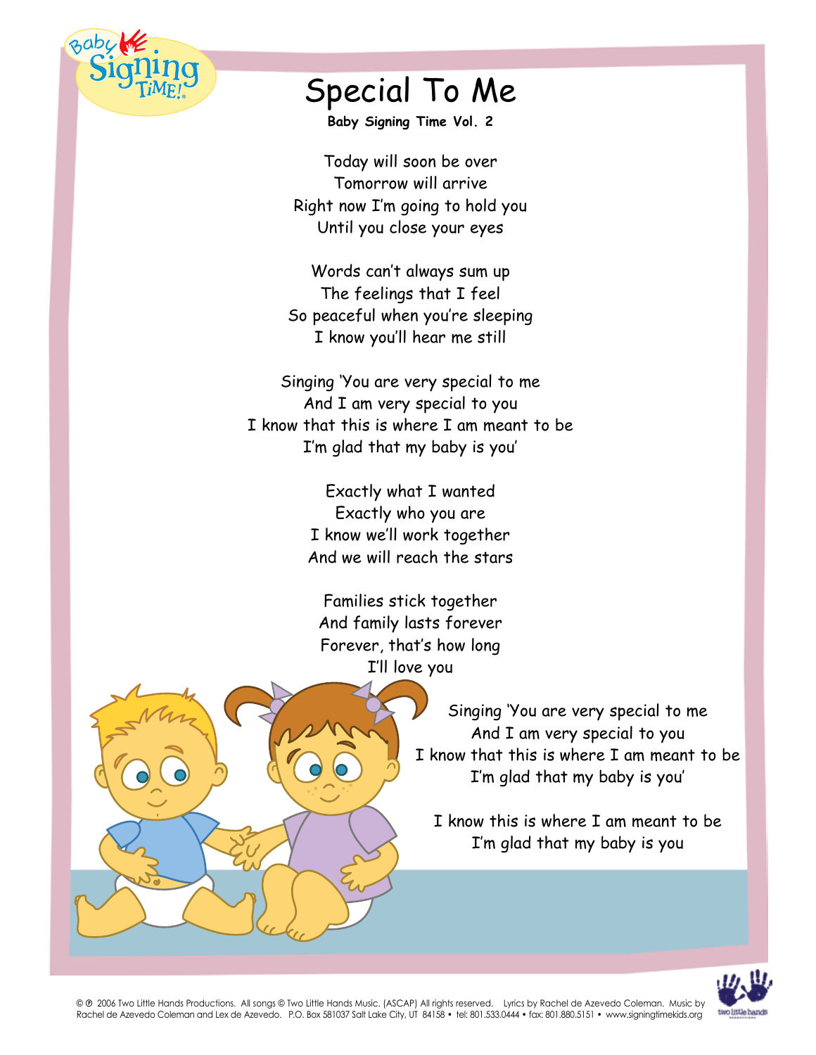# Special To Me

**Baby Signing Time Vol. 2**

Today will soon be over
Tomorrow will arrive
Right now I'm going to hold you
Until you close your eyes

Words can't always sum up
The feelings that I feel
So peaceful when you're sleeping
I know you'll hear me still

Singing 'You are very special to me
And I am very special to you
I know that this is where I am meant to be
I'm glad that my baby is you'

Exactly what I wanted
Exactly who you are
I know we'll work together
And we will reach the stars

Families stick together
And family lasts forever
Forever, that's how long
I'll love you

Singing 'You are very special to me
And I am very special to you
I know that this is where I am meant to be
I'm glad that my baby is you'

I know this is where I am meant to be
I'm glad that my baby is you

© ℗ 2006 Two Little Hands Productions. All songs © Two Little Hands Music. (ASCAP) All rights reserved. Lyrics by Rachel de Azevedo Coleman. Music by Rachel de Azevedo Coleman and Lex de Azevedo. P.O. Box 581037 Salt Lake City, UT 84158 • tel: 801.533.0444 • fax: 801.880.5151 • www.signingtimekids.org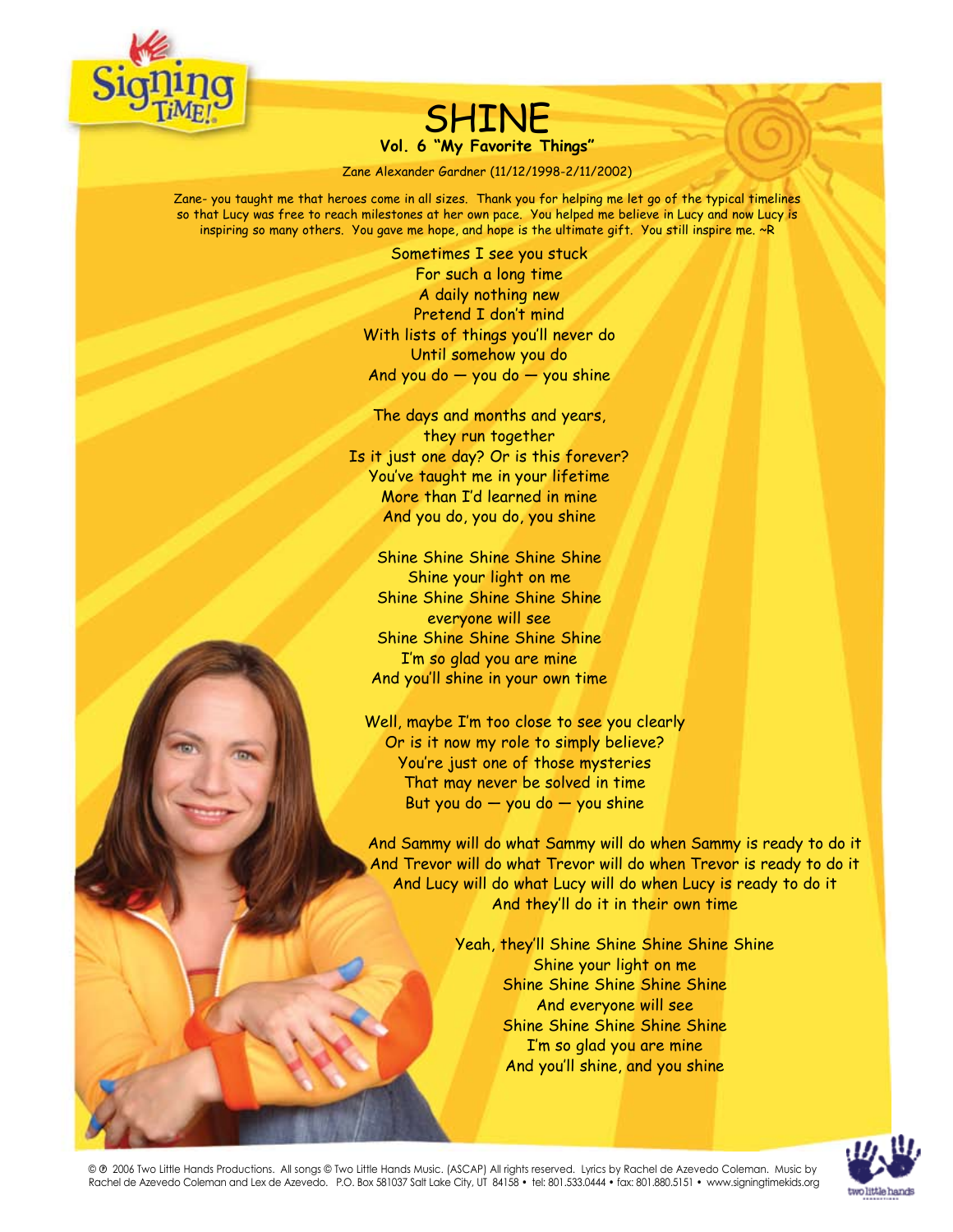Signing TiME!

# SHINE

**Vol. 6 "My Favorite Things"**

Zane Alexander Gardner (11/12/1998-2/11/2002)

Zane- you taught me that heroes come in all sizes. Thank you for helping me let go of the typical timelines so that Lucy was free to reach milestones at her own pace. You helped me believe in Lucy and now Lucy is inspiring so many others. You gave me hope, and hope is the ultimate gift. You still inspire me. ~R

Sometimes I see you stuck
For such a long time
A daily nothing new
Pretend I don't mind
With lists of things you'll never do
Until somehow you do
And you do — you do — you shine

The days and months and years,
they run together
Is it just one day? Or is this forever?
You've taught me in your lifetime
More than I'd learned in mine
And you do, you do, you shine

Shine Shine Shine Shine Shine
Shine your light on me
Shine Shine Shine Shine Shine
everyone will see
Shine Shine Shine Shine Shine
I'm so glad you are mine
And you'll shine in your own time

Well, maybe I'm too close to see you clearly
Or is it now my role to simply believe?
You're just one of those mysteries
That may never be solved in time
But you do — you do — you shine

And Sammy will do what Sammy will do when Sammy is ready to do it
And Trevor will do what Trevor will do when Trevor is ready to do it
And Lucy will do what Lucy will do when Lucy is ready to do it
And they'll do it in their own time

Yeah, they'll Shine Shine Shine Shine Shine
Shine your light on me
Shine Shine Shine Shine Shine
And everyone will see
Shine Shine Shine Shine Shine
I'm so glad you are mine
And you'll shine, and you shine

© ℗ 2006 Two Little Hands Productions. All songs © Two Little Hands Music. (ASCAP) All rights reserved. Lyrics by Rachel de Azevedo Coleman. Music by Rachel de Azevedo Coleman and Lex de Azevedo. P.O. Box 581037 Salt Lake City, UT 84158 • tel: 801.533.0444 • fax: 801.880.5151 • www.signingtimekids.org

two little hands